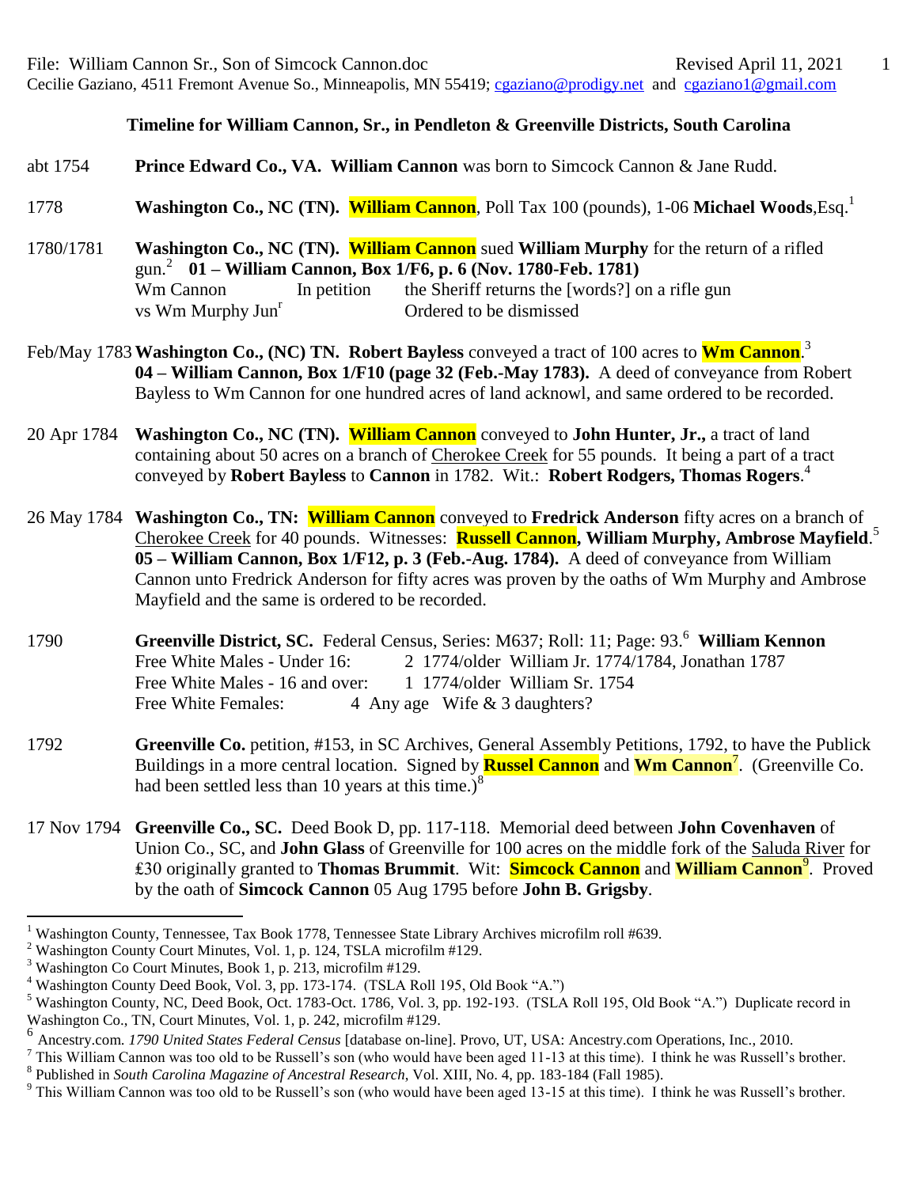File: William Cannon Sr., Son of Simcock Cannon.doc Revised April 11, 2021
Cecilie Gaziano, 4511 Fremont Avenue So., Minneapolis, MN 55419; cgaziano@prodigy.net and cgaziano1@gmail.com

**Timeline for William Cannon, Sr., in Pendleton & Greenville Districts, South Carolina**

abt 1754 **Prince Edward Co., VA. William Cannon** was born to Simcock Cannon & Jane Rudd.

1778 **Washington Co., NC (TN). William Cannon**, Poll Tax 100 (pounds), 1-06 **Michael Woods**,Esq.[1]

1780/1781 **Washington Co., NC (TN). William Cannon** sued **William Murphy** for the return of a rifled gun.[2] **01 – William Cannon, Box 1/F6, p. 6 (Nov. 1780-Feb. 1781)**

| | | |
|---|---|---|
| Wm Cannon | In petition | the Sheriff returns the [words?] on a rifle gun |
| vs Wm Murphy Jun[r] | | Ordered to be dismissed |

Feb/May 1783 **Washington Co., (NC) TN. Robert Bayless** conveyed a tract of 100 acres to **Wm Cannon**.[3] **04 – William Cannon, Box 1/F10 (page 32 (Feb.-May 1783).** A deed of conveyance from Robert Bayless to Wm Cannon for one hundred acres of land acknowl, and same ordered to be recorded.

20 Apr 1784 **Washington Co., NC (TN). William Cannon** conveyed to **John Hunter, Jr.,** a tract of land containing about 50 acres on a branch of Cherokee Creek for 55 pounds. It being a part of a tract conveyed by **Robert Bayless** to **Cannon** in 1782. Wit.: **Robert Rodgers, Thomas Rogers**.[4]

26 May 1784 **Washington Co., TN: William Cannon** conveyed to **Fredrick Anderson** fifty acres on a branch of Cherokee Creek for 40 pounds. Witnesses: **Russell Cannon, William Murphy, Ambrose Mayfield**.[5] **05 – William Cannon, Box 1/F12, p. 3 (Feb.-Aug. 1784).** A deed of conveyance from William Cannon unto Fredrick Anderson for fifty acres was proven by the oaths of Wm Murphy and Ambrose Mayfield and the same is ordered to be recorded.

1790 **Greenville District, SC.** Federal Census, Series: M637; Roll: 11; Page: 93.[6] **William Kennon**

| | | | |
|---|---|---|---|
| Free White Males - Under 16: | 2 | 1774/older | William Jr. 1774/1784, Jonathan 1787 |
| Free White Males - 16 and over: | 1 | 1774/older | William Sr. 1754 |
| Free White Females: | 4 | Any age | Wife & 3 daughters? |

1792 **Greenville Co.** petition, #153, in SC Archives, General Assembly Petitions, 1792, to have the Publick Buildings in a more central location. Signed by **Russel Cannon** and **Wm Cannon**[7]. (Greenville Co. had been settled less than 10 years at this time.)[8]

17 Nov 1794 **Greenville Co., SC.** Deed Book D, pp. 117-118. Memorial deed between **John Covenhaven** of Union Co., SC, and **John Glass** of Greenville for 100 acres on the middle fork of the Saluda River for ₤30 originally granted to **Thomas Brummit**. Wit: **Simcock Cannon** and **William Cannon**[9]. Proved by the oath of **Simcock Cannon** 05 Aug 1795 before **John B. Grigsby**.

---

[1] Washington County, Tennessee, Tax Book 1778, Tennessee State Library Archives microfilm roll #639.
[2] Washington County Court Minutes, Vol. 1, p. 124, TSLA microfilm #129.
[3] Washington Co Court Minutes, Book 1, p. 213, microfilm #129.
[4] Washington County Deed Book, Vol. 3, pp. 173-174. (TSLA Roll 195, Old Book "A.")
[5] Washington County, NC, Deed Book, Oct. 1783-Oct. 1786, Vol. 3, pp. 192-193. (TSLA Roll 195, Old Book "A.") Duplicate record in Washington Co., TN, Court Minutes, Vol. 1, p. 242, microfilm #129.
[6] Ancestry.com. *1790 United States Federal Census* [database on-line]. Provo, UT, USA: Ancestry.com Operations, Inc., 2010.
[7] This William Cannon was too old to be Russell's son (who would have been aged 11-13 at this time). I think he was Russell's brother.
[8] Published in *South Carolina Magazine of Ancestral Research*, Vol. XIII, No. 4, pp. 183-184 (Fall 1985).
[9] This William Cannon was too old to be Russell's son (who would have been aged 13-15 at this time). I think he was Russell's brother.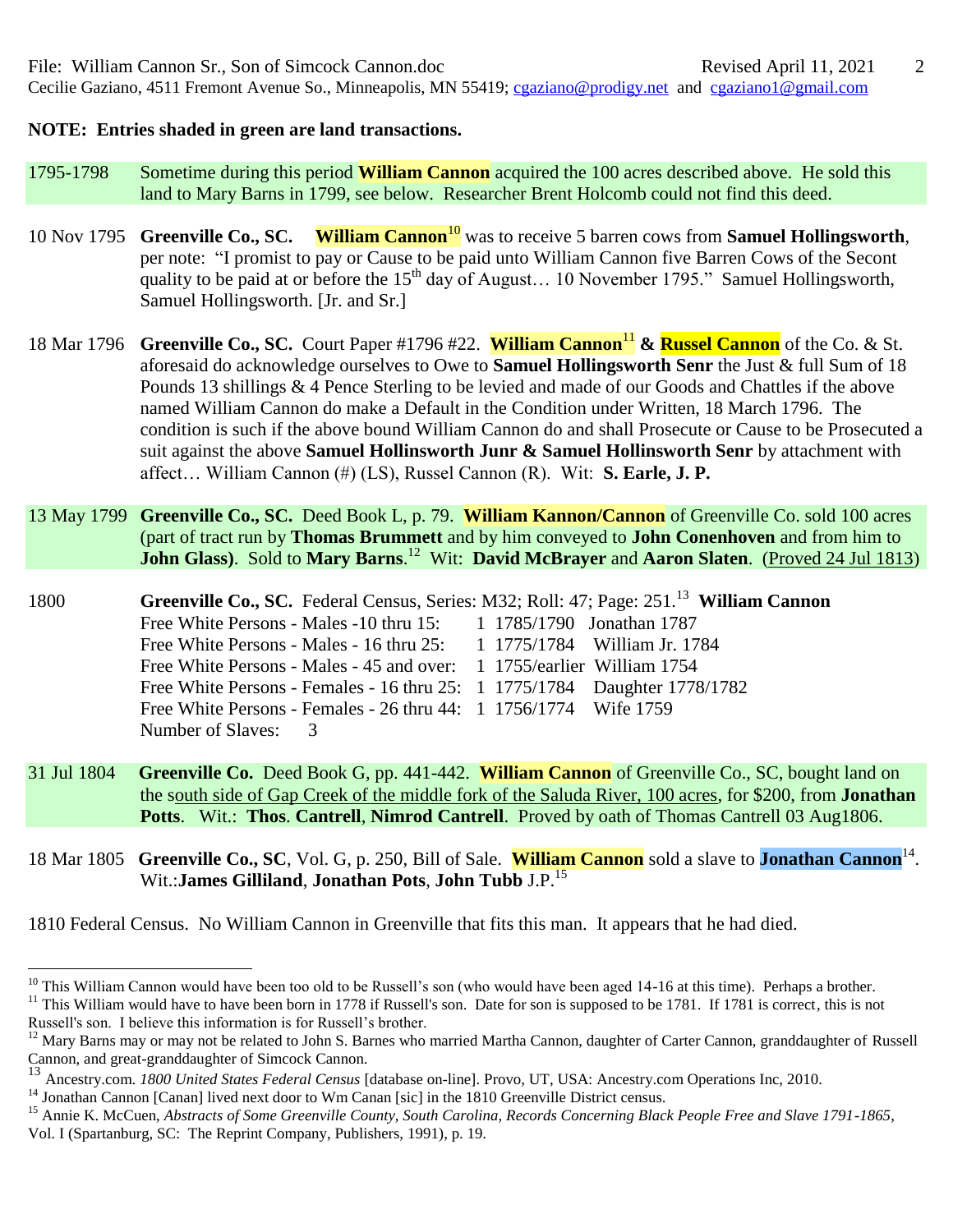**NOTE: Entries shaded in green are land transactions.**

1795-1798 Sometime during this period **William Cannon** acquired the 100 acres described above. He sold this land to Mary Barns in 1799, see below. Researcher Brent Holcomb could not find this deed.

10 Nov 1795 **Greenville Co., SC.** **William Cannon**[10] was to receive 5 barren cows from **Samuel Hollingsworth**, per note: "I promist to pay or Cause to be paid unto William Cannon five Barren Cows of the Secont quality to be paid at or before the 15th day of August… 10 November 1795." Samuel Hollingsworth, Samuel Hollingsworth. [Jr. and Sr.]

18 Mar 1796 **Greenville Co., SC.** Court Paper #1796 #22. **William Cannon**[11] **& Russel Cannon** of the Co. & St. aforesaid do acknowledge ourselves to Owe to **Samuel Hollingsworth Senr** the Just & full Sum of 18 Pounds 13 shillings & 4 Pence Sterling to be levied and made of our Goods and Chattles if the above named William Cannon do make a Default in the Condition under Written, 18 March 1796. The condition is such if the above bound William Cannon do and shall Prosecute or Cause to be Prosecuted a suit against the above **Samuel Hollinsworth Junr & Samuel Hollinsworth Senr** by attachment with affect… William Cannon (#) (LS), Russel Cannon (R). Wit: **S. Earle, J. P.**

13 May 1799 **Greenville Co., SC.** Deed Book L, p. 79. **William Kannon/Cannon** of Greenville Co. sold 100 acres (part of tract run by **Thomas Brummett** and by him conveyed to **John Conenhoven** and from him to **John Glass)**. Sold to **Mary Barns**.[12] Wit: **David McBrayer** and **Aaron Slaten**. (Proved 24 Jul 1813)

1800 **Greenville Co., SC.** Federal Census, Series: M32; Roll: 47; Page: 251.[13] **William Cannon**

| | | | |
|---|---|---|---|
| Free White Persons - Males -10 thru 15: | 1 | 1785/1790 | Jonathan 1787 |
| Free White Persons - Males - 16 thru 25: | 1 | 1775/1784 | William Jr. 1784 |
| Free White Persons - Males - 45 and over: | 1 | 1755/earlier | William 1754 |
| Free White Persons - Females - 16 thru 25: | 1 | 1775/1784 | Daughter 1778/1782 |
| Free White Persons - Females - 26 thru 44: | 1 | 1756/1774 | Wife 1759 |
| Number of Slaves: | 3 | | |

31 Jul 1804 **Greenville Co.** Deed Book G, pp. 441-442. **William Cannon** of Greenville Co., SC, bought land on the south side of Gap Creek of the middle fork of the Saluda River, 100 acres, for $200, from **Jonathan Potts**. Wit.: **Thos**. **Cantrell**, **Nimrod Cantrell**. Proved by oath of Thomas Cantrell 03 Aug1806.

18 Mar 1805 **Greenville Co., SC**, Vol. G, p. 250, Bill of Sale. **William Cannon** sold a slave to **Jonathan Cannon**[14]. Wit.:**James Gilliland**, **Jonathan Pots**, **John Tubb** J.P.[15]

1810 Federal Census. No William Cannon in Greenville that fits this man. It appears that he had died.

---

[10] This William Cannon would have been too old to be Russell's son (who would have been aged 14-16 at this time). Perhaps a brother.

[11] This William would have to have been born in 1778 if Russell's son. Date for son is supposed to be 1781. If 1781 is correct, this is not Russell's son. I believe this information is for Russell's brother.

[12] Mary Barns may or may not be related to John S. Barnes who married Martha Cannon, daughter of Carter Cannon, granddaughter of Russell Cannon, and great-granddaughter of Simcock Cannon.

[13] Ancestry.com. *1800 United States Federal Census* [database on-line]. Provo, UT, USA: Ancestry.com Operations Inc, 2010.

[14] Jonathan Cannon [Canan] lived next door to Wm Canan [sic] in the 1810 Greenville District census.

[15] Annie K. McCuen, *Abstracts of Some Greenville County, South Carolina, Records Concerning Black People Free and Slave 1791-1865*, Vol. I (Spartanburg, SC: The Reprint Company, Publishers, 1991), p. 19.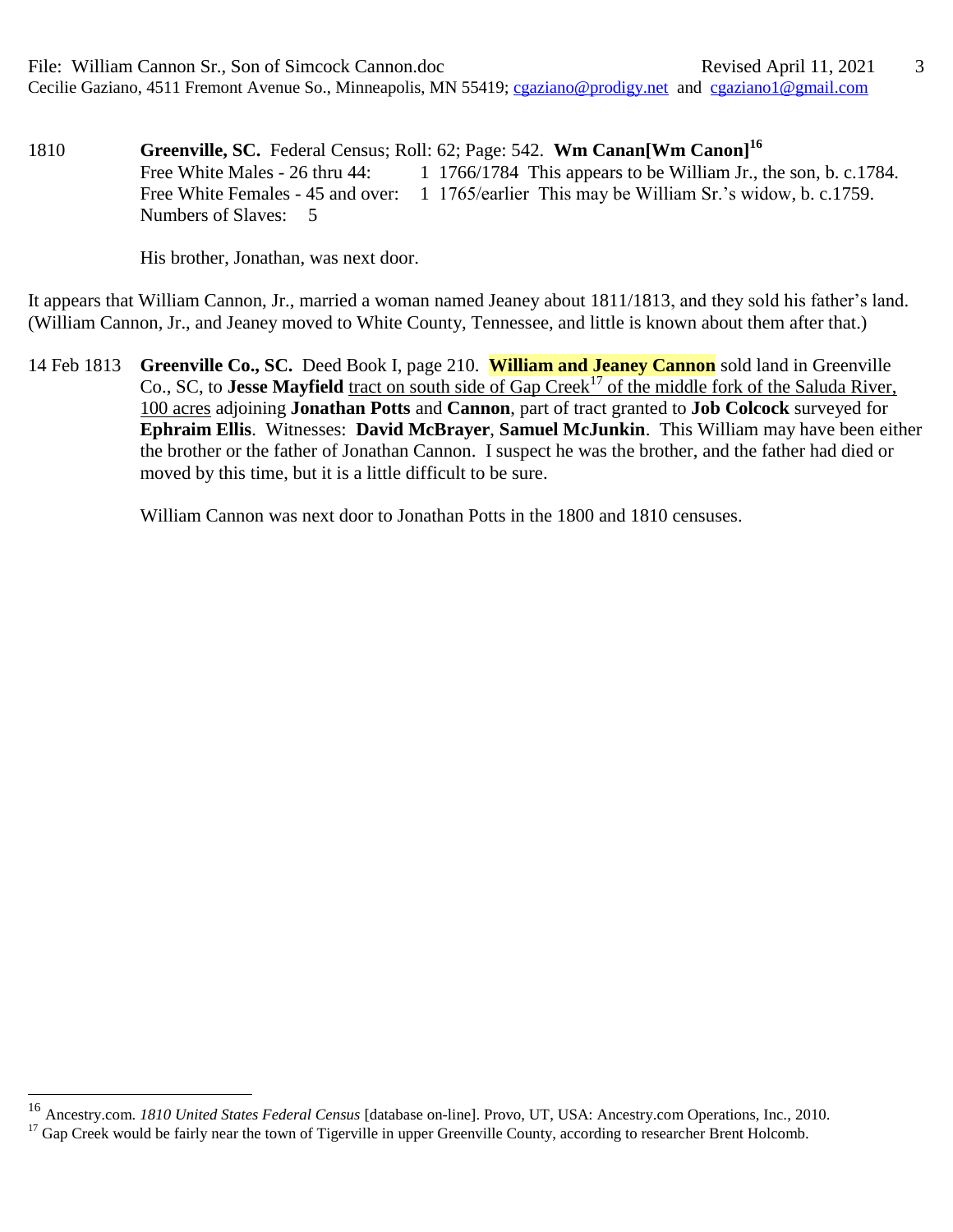1810 **Greenville, SC.** Federal Census; Roll: 62; Page: 542. **Wm Canan[Wm Canon]**[16]

Free White Males - 26 thru 44: 1 1766/1784 This appears to be William Jr., the son, b. c.1784.
Free White Females - 45 and over: 1 1765/earlier This may be William Sr.'s widow, b. c.1759.
Numbers of Slaves: 5

His brother, Jonathan, was next door.

It appears that William Cannon, Jr., married a woman named Jeaney about 1811/1813, and they sold his father's land. (William Cannon, Jr., and Jeaney moved to White County, Tennessee, and little is known about them after that.)

14 Feb 1813 **Greenville Co., SC.** Deed Book I, page 210. **William and Jeaney Cannon** sold land in Greenville Co., SC, to **Jesse Mayfield** tract on south side of Gap Creek[17] of the middle fork of the Saluda River, 100 acres adjoining **Jonathan Potts** and **Cannon**, part of tract granted to **Job Colcock** surveyed for **Ephraim Ellis**. Witnesses: **David McBrayer**, **Samuel McJunkin**. This William may have been either the brother or the father of Jonathan Cannon. I suspect he was the brother, and the father had died or moved by this time, but it is a little difficult to be sure.

William Cannon was next door to Jonathan Potts in the 1800 and 1810 censuses.

---

[16] Ancestry.com. *1810 United States Federal Census* [database on-line]. Provo, UT, USA: Ancestry.com Operations, Inc., 2010.

[17] Gap Creek would be fairly near the town of Tigerville in upper Greenville County, according to researcher Brent Holcomb.